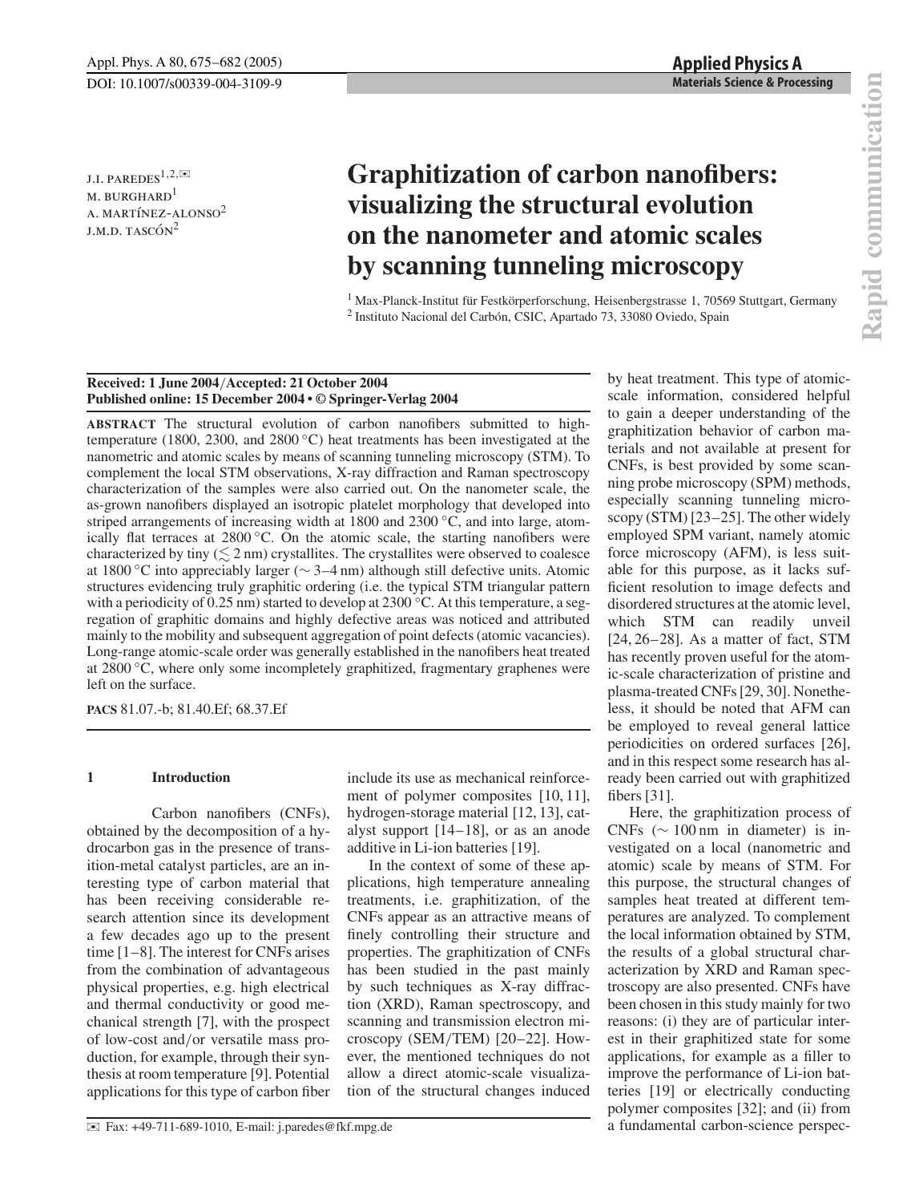# Graphitization of carbon nanofibers: visualizing the structural evolution on the nanometer and atomic scales by scanning tunneling microscopy

J.I. PAREDES[1,2,✉]
M. BURGHARD[1]
A. MARTÍNEZ-ALONSO[2]
J.M.D. TASCÓN[2]

[1] Max-Planck-Institut für Festkörperforschung, Heisenbergstrasse 1, 70569 Stuttgart, Germany
[2] Instituto Nacional del Carbón, CSIC, Apartado 73, 33080 Oviedo, Spain

**Received: 1 June 2004/Accepted: 21 October 2004**
**Published online: 15 December 2004 • © Springer-Verlag 2004**

**ABSTRACT** The structural evolution of carbon nanofibers submitted to high-temperature (1800, 2300, and 2800 °C) heat treatments has been investigated at the nanometric and atomic scales by means of scanning tunneling microscopy (STM). To complement the local STM observations, X-ray diffraction and Raman spectroscopy characterization of the samples were also carried out. On the nanometer scale, the as-grown nanofibers displayed an isotropic platelet morphology that developed into striped arrangements of increasing width at 1800 and 2300 °C, and into large, atomically flat terraces at 2800 °C. On the atomic scale, the starting nanofibers were characterized by tiny ($\lesssim 2$ nm) crystallites. The crystallites were observed to coalesce at 1800 °C into appreciably larger ($\sim 3$–$4$ nm) although still defective units. Atomic structures evidencing truly graphitic ordering (i.e. the typical STM triangular pattern with a periodicity of 0.25 nm) started to develop at 2300 °C. At this temperature, a segregation of graphitic domains and highly defective areas was noticed and attributed mainly to the mobility and subsequent aggregation of point defects (atomic vacancies). Long-range atomic-scale order was generally established in the nanofibers heat treated at 2800 °C, where only some incompletely graphitized, fragmentary graphenes were left on the surface.

**PACS** 81.07.-b; 81.40.Ef; 68.37.Ef

## 1 Introduction

Carbon nanofibers (CNFs), obtained by the decomposition of a hydrocarbon gas in the presence of transition-metal catalyst particles, are an interesting type of carbon material that has been receiving considerable research attention since its development a few decades ago up to the present time [1–8]. The interest for CNFs arises from the combination of advantageous physical properties, e.g. high electrical and thermal conductivity or good mechanical strength [7], with the prospect of low-cost and/or versatile mass production, for example, through their synthesis at room temperature [9]. Potential applications for this type of carbon fiber include its use as mechanical reinforcement of polymer composites [10, 11], hydrogen-storage material [12, 13], catalyst support [14–18], or as an anode additive in Li-ion batteries [19].

In the context of some of these applications, high temperature annealing treatments, i.e. graphitization, of the CNFs appear as an attractive means of finely controlling their structure and properties. The graphitization of CNFs has been studied in the past mainly by such techniques as X-ray diffraction (XRD), Raman spectroscopy, and scanning and transmission electron microscopy (SEM/TEM) [20–22]. However, the mentioned techniques do not allow a direct atomic-scale visualization of the structural changes induced by heat treatment. This type of atomic-scale information, considered helpful to gain a deeper understanding of the graphitization behavior of carbon materials and not available at present for CNFs, is best provided by some scanning probe microscopy (SPM) methods, especially scanning tunneling microscopy (STM) [23–25]. The other widely employed SPM variant, namely atomic force microscopy (AFM), is less suitable for this purpose, as it lacks sufficient resolution to image defects and disordered structures at the atomic level, which STM can readily unveil [24, 26–28]. As a matter of fact, STM has recently proven useful for the atomic-scale characterization of pristine and plasma-treated CNFs [29, 30]. Nonetheless, it should be noted that AFM can be employed to reveal general lattice periodicities on ordered surfaces [26], and in this respect some research has already been carried out with graphitized fibers [31].

Here, the graphitization process of CNFs ($\sim 100$ nm in diameter) is investigated on a local (nanometric and atomic) scale by means of STM. For this purpose, the structural changes of samples heat treated at different temperatures are analyzed. To complement the local information obtained by STM, the results of a global structural characterization by XRD and Raman spectroscopy are also presented. CNFs have been chosen in this study mainly for two reasons: (i) they are of particular interest in their graphitized state for some applications, for example as a filler to improve the performance of Li-ion batteries [19] or electrically conducting polymer composites [32]; and (ii) from a fundamental carbon-science perspec-

✉ Fax: +49-711-689-1010, E-mail: j.paredes@fkf.mpg.de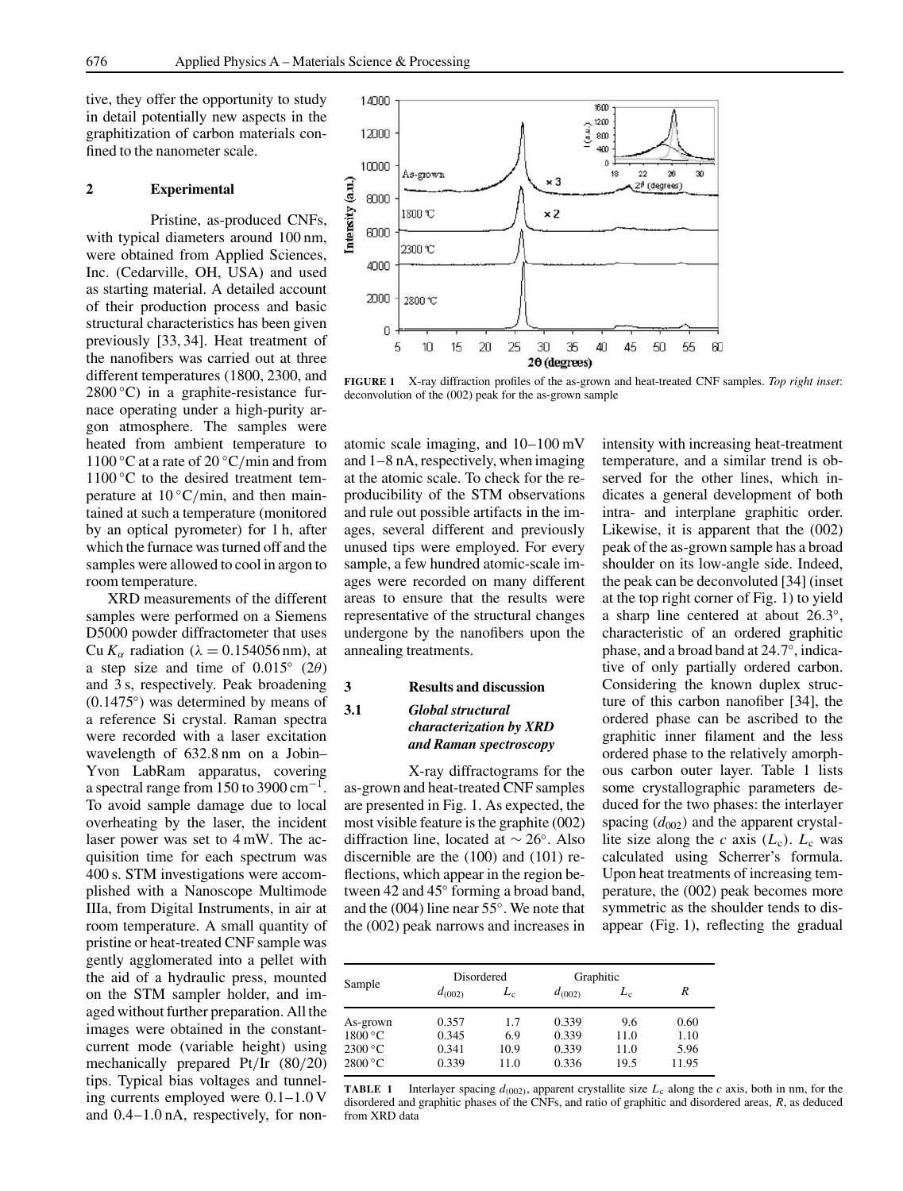tive, they offer the opportunity to study in detail potentially new aspects in the graphitization of carbon materials confined to the nanometer scale.

## 2 Experimental

Pristine, as-produced CNFs, with typical diameters around 100 nm, were obtained from Applied Sciences, Inc. (Cedarville, OH, USA) and used as starting material. A detailed account of their production process and basic structural characteristics has been given previously [33, 34]. Heat treatment of the nanofibers was carried out at three different temperatures (1800, 2300, and 2800 °C) in a graphite-resistance furnace operating under a high-purity argon atmosphere. The samples were heated from ambient temperature to 1100 °C at a rate of 20 °C/min and from 1100 °C to the desired treatment temperature at 10 °C/min, and then maintained at such a temperature (monitored by an optical pyrometer) for 1 h, after which the furnace was turned off and the samples were allowed to cool in argon to room temperature.

XRD measurements of the different samples were performed on a Siemens D5000 powder diffractometer that uses Cu $K_\alpha$ radiation ($\lambda = 0.154056$ nm), at a step size and time of 0.015° ($2\theta$) and 3 s, respectively. Peak broadening (0.1475°) was determined by means of a reference Si crystal. Raman spectra were recorded with a laser excitation wavelength of 632.8 nm on a Jobin–Yvon LabRam apparatus, covering a spectral range from 150 to 3900 cm$^{-1}$. To avoid sample damage due to local overheating by the laser, the incident laser power was set to 4 mW. The acquisition time for each spectrum was 400 s. STM investigations were accomplished with a Nanoscope Multimode IIIa, from Digital Instruments, in air at room temperature. A small quantity of pristine or heat-treated CNF sample was gently agglomerated into a pellet with the aid of a hydraulic press, mounted on the STM sampler holder, and imaged without further preparation. All the images were obtained in the constant-current mode (variable height) using mechanically prepared Pt/Ir (80/20) tips. Typical bias voltages and tunneling currents employed were 0.1–1.0 V and 0.4–1.0 nA, respectively, for non-atomic scale imaging, and 10–100 mV and 1–8 nA, respectively, when imaging at the atomic scale. To check for the reproducibility of the STM observations and rule out possible artifacts in the images, several different and previously unused tips were employed. For every sample, a few hundred atomic-scale images were recorded on many different areas to ensure that the results were representative of the structural changes undergone by the nanofibers upon the annealing treatments.

## 3 Results and discussion

### 3.1 Global structural characterization by XRD and Raman spectroscopy

X-ray diffractograms for the as-grown and heat-treated CNF samples are presented in Fig. 1. As expected, the most visible feature is the graphite (002) diffraction line, located at ∼ 26°. Also discernible are the (100) and (101) reflections, which appear in the region between 42 and 45° forming a broad band, and the (004) line near 55°. We note that the (002) peak narrows and increases in intensity with increasing heat-treatment temperature, and a similar trend is observed for the other lines, which indicates a general development of both intra- and interplane graphitic order. Likewise, it is apparent that the (002) peak of the as-grown sample has a broad shoulder on its low-angle side. Indeed, the peak can be deconvoluted [34] (inset at the top right corner of Fig. 1) to yield a sharp line centered at about 26.3°, characteristic of an ordered graphitic phase, and a broad band at 24.7°, indicative of only partially ordered carbon. Considering the known duplex structure of this carbon nanofiber [34], the ordered phase can be ascribed to the graphitic inner filament and the less ordered phase to the relatively amorphous carbon outer layer. Table 1 lists some crystallographic parameters deduced for the two phases: the interlayer spacing ($d_{002}$) and the apparent crystallite size along the $c$ axis ($L_c$). $L_c$ was calculated using Scherrer's formula. Upon heat treatments of increasing temperature, the (002) peak becomes more symmetric as the shoulder tends to disappear (Fig. 1), reflecting the gradual

**FIGURE 1** X-ray diffraction profiles of the as-grown and heat-treated CNF samples. *Top right inset*: deconvolution of the (002) peak for the as-grown sample

| Sample | Disordered | | Graphitic | | $R$ |
|---|---|---|---|---|---|
| | $d_{(002)}$ | $L_c$ | $d_{(002)}$ | $L_c$ | |
| As-grown | 0.357 | 1.7 | 0.339 | 9.6 | 0.60 |
| 1800 °C | 0.345 | 6.9 | 0.339 | 11.0 | 1.10 |
| 2300 °C | 0.341 | 10.9 | 0.339 | 11.0 | 5.96 |
| 2800 °C | 0.339 | 11.0 | 0.336 | 19.5 | 11.95 |

**TABLE 1** Interlayer spacing $d_{(002)}$, apparent crystallite size $L_c$ along the $c$ axis, both in nm, for the disordered and graphitic phases of the CNFs, and ratio of graphitic and disordered areas, $R$, as deduced from XRD data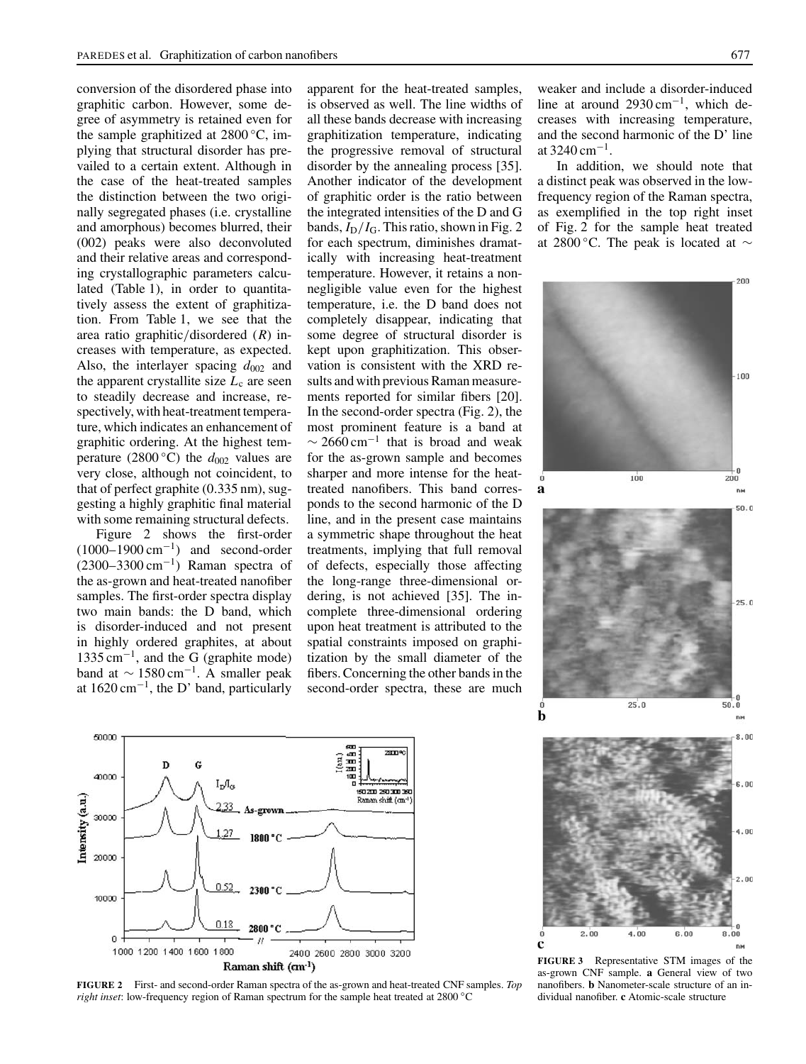conversion of the disordered phase into graphitic carbon. However, some degree of asymmetry is retained even for the sample graphitized at 2800 °C, implying that structural disorder has prevailed to a certain extent. Although in the case of the heat-treated samples the distinction between the two originally segregated phases (i.e. crystalline and amorphous) becomes blurred, their (002) peaks were also deconvoluted and their relative areas and corresponding crystallographic parameters calculated (Table 1), in order to quantitatively assess the extent of graphitization. From Table 1, we see that the area ratio graphitic/disordered ($R$) increases with temperature, as expected. Also, the interlayer spacing $d_{002}$ and the apparent crystallite size $L_c$ are seen to steadily decrease and increase, respectively, with heat-treatment temperature, which indicates an enhancement of graphitic ordering. At the highest temperature (2800 °C) the $d_{002}$ values are very close, although not coincident, to that of perfect graphite (0.335 nm), suggesting a highly graphitic final material with some remaining structural defects.

Figure 2 shows the first-order (1000–1900 cm$^{-1}$) and second-order (2300–3300 cm$^{-1}$) Raman spectra of the as-grown and heat-treated nanofiber samples. The first-order spectra display two main bands: the D band, which is disorder-induced and not present in highly ordered graphites, at about 1335 cm$^{-1}$, and the G (graphite mode) band at ∼ 1580 cm$^{-1}$. A smaller peak at 1620 cm$^{-1}$, the D' band, particularly apparent for the heat-treated samples, is observed as well. The line widths of all these bands decrease with increasing graphitization temperature, indicating the progressive removal of structural disorder by the annealing process [35]. Another indicator of the development of graphitic order is the ratio between the integrated intensities of the D and G bands, $I_D/I_G$. This ratio, shown in Fig. 2 for each spectrum, diminishes dramatically with increasing heat-treatment temperature. However, it retains a non-negligible value even for the highest temperature, i.e. the D band does not completely disappear, indicating that some degree of structural disorder is kept upon graphitization. This observation is consistent with the XRD results and with previous Raman measurements reported for similar fibers [20]. In the second-order spectra (Fig. 2), the most prominent feature is a band at ∼ 2660 cm$^{-1}$ that is broad and weak for the as-grown sample and becomes sharper and more intense for the heat-treated nanofibers. This band corresponds to the second harmonic of the D line, and in the present case maintains a symmetric shape throughout the heat treatments, implying that full removal of defects, especially those affecting the long-range three-dimensional ordering, is not achieved [35]. The incomplete three-dimensional ordering upon heat treatment is attributed to the spatial constraints imposed on graphitization by the small diameter of the fibers. Concerning the other bands in the second-order spectra, these are much weaker and include a disorder-induced line at around 2930 cm$^{-1}$, which decreases with increasing temperature, and the second harmonic of the D' line at 3240 cm$^{-1}$.

In addition, we should note that a distinct peak was observed in the low-frequency region of the Raman spectra, as exemplified in the top right inset of Fig. 2 for the sample heat treated at 2800 °C. The peak is located at ∼

**FIGURE 2** First- and second-order Raman spectra of the as-grown and heat-treated CNF samples. *Top right inset*: low-frequency region of Raman spectrum for the sample heat treated at 2800 °C

**FIGURE 3** Representative STM images of the as-grown CNF sample. **a** General view of two nanofibers. **b** Nanometer-scale structure of an individual nanofiber. **c** Atomic-scale structure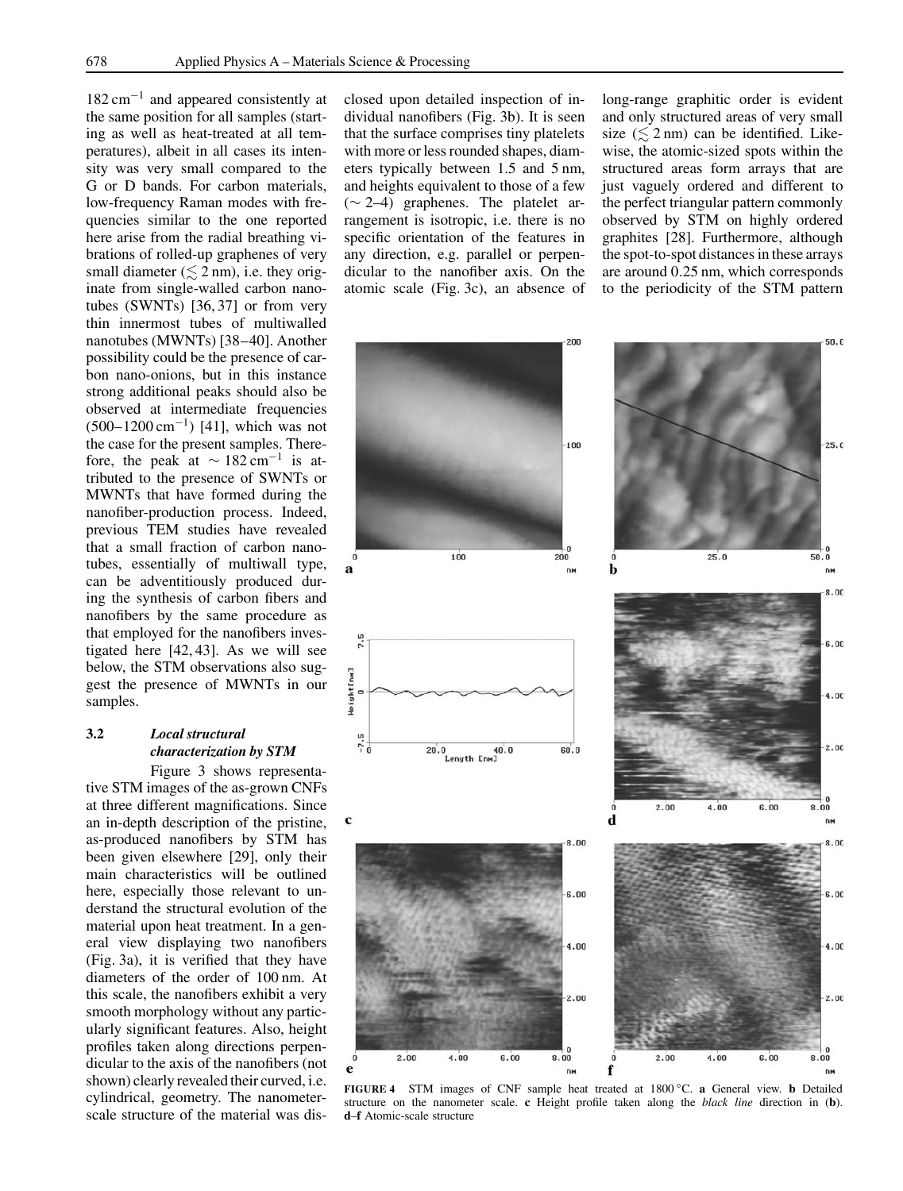$182\,\mathrm{cm}^{-1}$ and appeared consistently at the same position for all samples (starting as well as heat-treated at all temperatures), albeit in all cases its intensity was very small compared to the G or D bands. For carbon materials, low-frequency Raman modes with frequencies similar to the one reported here arise from the radial breathing vibrations of rolled-up graphenes of very small diameter ($\lesssim 2\,\mathrm{nm}$), i.e. they originate from single-walled carbon nanotubes (SWNTs) [36, 37] or from very thin innermost tubes of multiwalled nanotubes (MWNTs) [38–40]. Another possibility could be the presence of carbon nano-onions, but in this instance strong additional peaks should also be observed at intermediate frequencies ($500$–$1200\,\mathrm{cm}^{-1}$) [41], which was not the case for the present samples. Therefore, the peak at $\sim 182\,\mathrm{cm}^{-1}$ is attributed to the presence of SWNTs or MWNTs that have formed during the nanofiber-production process. Indeed, previous TEM studies have revealed that a small fraction of carbon nanotubes, essentially of multiwall type, can be adventitiously produced during the synthesis of carbon fibers and nanofibers by the same procedure as that employed for the nanofibers investigated here [42, 43]. As we will see below, the STM observations also suggest the presence of MWNTs in our samples.

### 3.2 *Local structural characterization by STM*

Figure 3 shows representative STM images of the as-grown CNFs at three different magnifications. Since an in-depth description of the pristine, as-produced nanofibers by STM has been given elsewhere [29], only their main characteristics will be outlined here, especially those relevant to understand the structural evolution of the material upon heat treatment. In a general view displaying two nanofibers (Fig. 3a), it is verified that they have diameters of the order of 100 nm. At this scale, the nanofibers exhibit a very smooth morphology without any particularly significant features. Also, height profiles taken along directions perpendicular to the axis of the nanofibers (not shown) clearly revealed their curved, i.e. cylindrical, geometry. The nanometer-scale structure of the material was disclosed upon detailed inspection of individual nanofibers (Fig. 3b). It is seen that the surface comprises tiny platelets with more or less rounded shapes, diameters typically between 1.5 and 5 nm, and heights equivalent to those of a few ($\sim 2$–$4$) graphenes. The platelet arrangement is isotropic, i.e. there is no specific orientation of the features in any direction, e.g. parallel or perpendicular to the nanofiber axis. On the atomic scale (Fig. 3c), an absence of long-range graphitic order is evident and only structured areas of very small size ($\lesssim 2\,\mathrm{nm}$) can be identified. Likewise, the atomic-sized spots within the structured areas form arrays that are just vaguely ordered and different to the perfect triangular pattern commonly observed by STM on highly ordered graphites [28]. Furthermore, although the spot-to-spot distances in these arrays are around 0.25 nm, which corresponds to the periodicity of the STM pattern

**FIGURE 4** STM images of CNF sample heat treated at 1800 °C. **a** General view. **b** Detailed structure on the nanometer scale. **c** Height profile taken along the *black line* direction in (**b**). **d**–**f** Atomic-scale structure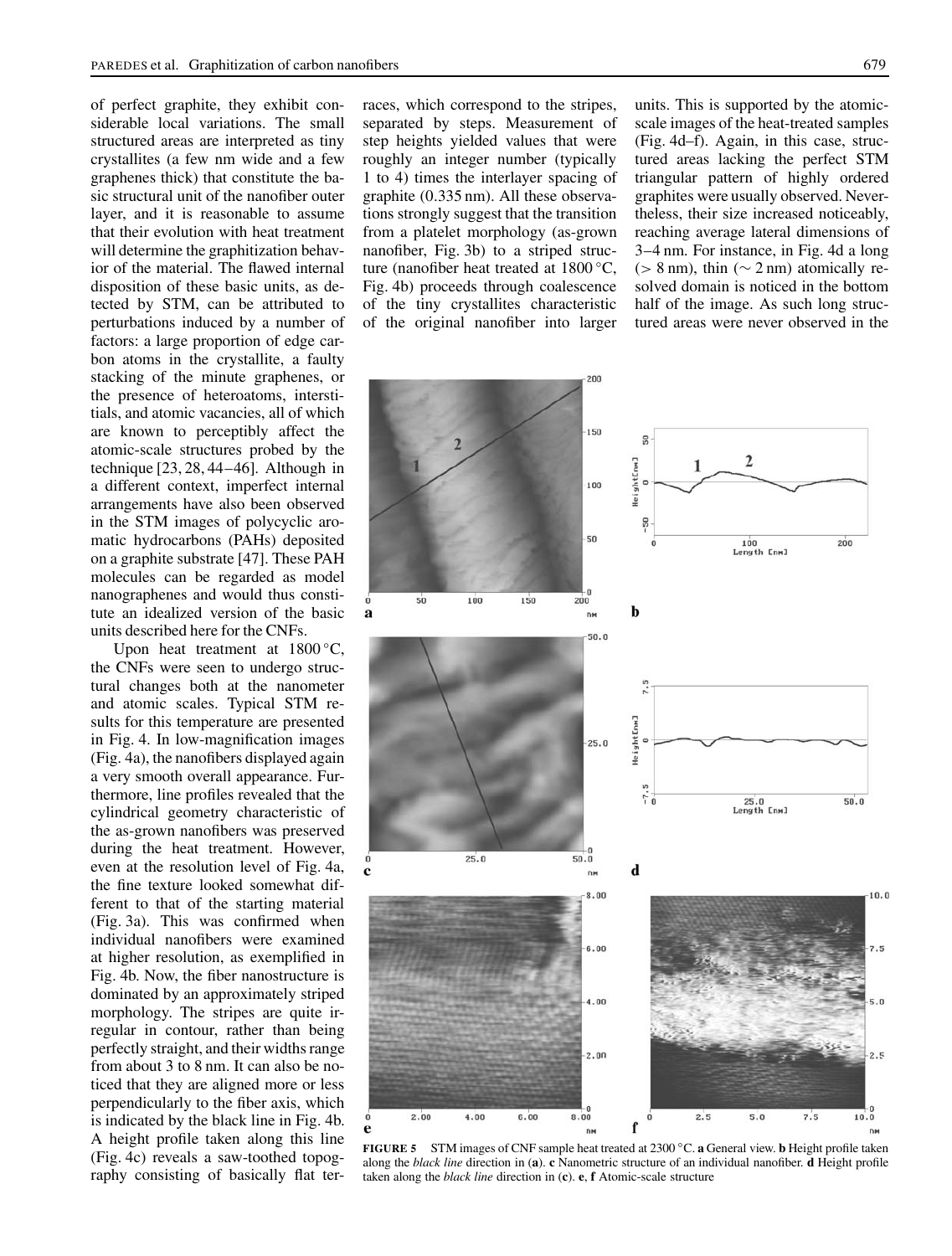of perfect graphite, they exhibit considerable local variations. The small structured areas are interpreted as tiny crystallites (a few nm wide and a few graphenes thick) that constitute the basic structural unit of the nanofiber outer layer, and it is reasonable to assume that their evolution with heat treatment will determine the graphitization behavior of the material. The flawed internal disposition of these basic units, as detected by STM, can be attributed to perturbations induced by a number of factors: a large proportion of edge carbon atoms in the crystallite, a faulty stacking of the minute graphenes, or the presence of heteroatoms, interstitials, and atomic vacancies, all of which are known to perceptibly affect the atomic-scale structures probed by the technique [23, 28, 44–46]. Although in a different context, imperfect internal arrangements have also been observed in the STM images of polycyclic aromatic hydrocarbons (PAHs) deposited on a graphite substrate [47]. These PAH molecules can be regarded as model nanographenes and would thus constitute an idealized version of the basic units described here for the CNFs.

Upon heat treatment at 1800 °C, the CNFs were seen to undergo structural changes both at the nanometer and atomic scales. Typical STM results for this temperature are presented in Fig. 4. In low-magnification images (Fig. 4a), the nanofibers displayed again a very smooth overall appearance. Furthermore, line profiles revealed that the cylindrical geometry characteristic of the as-grown nanofibers was preserved during the heat treatment. However, even at the resolution level of Fig. 4a, the fine texture looked somewhat different to that of the starting material (Fig. 3a). This was confirmed when individual nanofibers were examined at higher resolution, as exemplified in Fig. 4b. Now, the fiber nanostructure is dominated by an approximately striped morphology. The stripes are quite irregular in contour, rather than being perfectly straight, and their widths range from about 3 to 8 nm. It can also be noticed that they are aligned more or less perpendicularly to the fiber axis, which is indicated by the black line in Fig. 4b. A height profile taken along this line (Fig. 4c) reveals a saw-toothed topography consisting of basically flat terraces, which correspond to the stripes, separated by steps. Measurement of step heights yielded values that were roughly an integer number (typically 1 to 4) times the interlayer spacing of graphite (0.335 nm). All these observations strongly suggest that the transition from a platelet morphology (as-grown nanofiber, Fig. 3b) to a striped structure (nanofiber heat treated at 1800 °C, Fig. 4b) proceeds through coalescence of the tiny crystallites characteristic of the original nanofiber into larger units. This is supported by the atomic-scale images of the heat-treated samples (Fig. 4d–f). Again, in this case, structured areas lacking the perfect STM triangular pattern of highly ordered graphites were usually observed. Nevertheless, their size increased noticeably, reaching average lateral dimensions of 3–4 nm. For instance, in Fig. 4d a long (> 8 nm), thin (∼ 2 nm) atomically resolved domain is noticed in the bottom half of the image. As such long structured areas were never observed in the

**FIGURE 5** STM images of CNF sample heat treated at 2300 °C. **a** General view. **b** Height profile taken along the *black line* direction in (**a**). **c** Nanometric structure of an individual nanofiber. **d** Height profile taken along the *black line* direction in (**c**). **e**, **f** Atomic-scale structure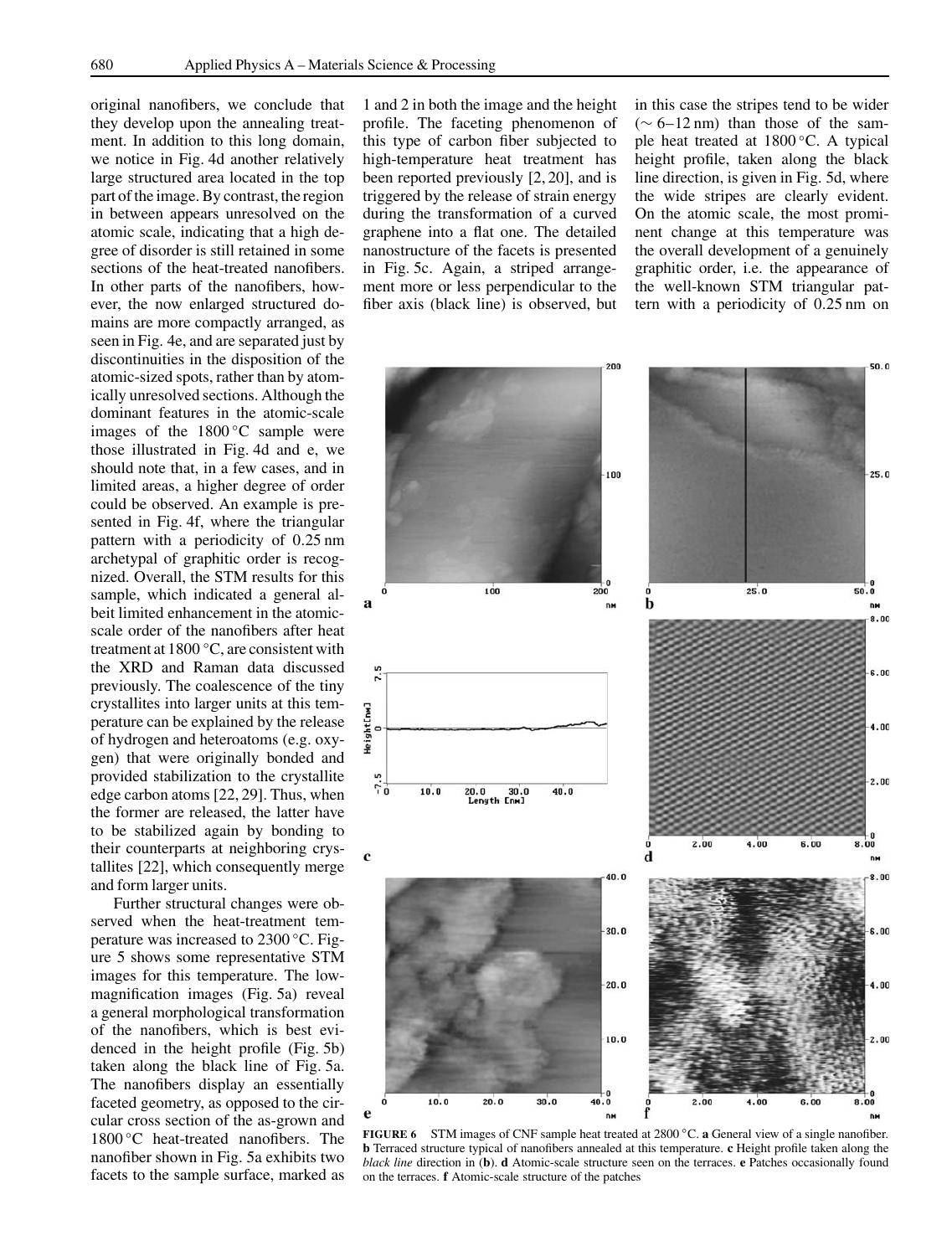original nanofibers, we conclude that they develop upon the annealing treatment. In addition to this long domain, we notice in Fig. 4d another relatively large structured area located in the top part of the image. By contrast, the region in between appears unresolved on the atomic scale, indicating that a high degree of disorder is still retained in some sections of the heat-treated nanofibers. In other parts of the nanofibers, however, the now enlarged structured domains are more compactly arranged, as seen in Fig. 4e, and are separated just by discontinuities in the disposition of the atomic-sized spots, rather than by atomically unresolved sections. Although the dominant features in the atomic-scale images of the 1800 °C sample were those illustrated in Fig. 4d and e, we should note that, in a few cases, and in limited areas, a higher degree of order could be observed. An example is presented in Fig. 4f, where the triangular pattern with a periodicity of 0.25 nm archetypal of graphitic order is recognized. Overall, the STM results for this sample, which indicated a general albeit limited enhancement in the atomic-scale order of the nanofibers after heat treatment at 1800 °C, are consistent with the XRD and Raman data discussed previously. The coalescence of the tiny crystallites into larger units at this temperature can be explained by the release of hydrogen and heteroatoms (e.g. oxygen) that were originally bonded and provided stabilization to the crystallite edge carbon atoms [22, 29]. Thus, when the former are released, the latter have to be stabilized again by bonding to their counterparts at neighboring crystallites [22], which consequently merge and form larger units.

Further structural changes were observed when the heat-treatment temperature was increased to 2300 °C. Figure 5 shows some representative STM images for this temperature. The low-magnification images (Fig. 5a) reveal a general morphological transformation of the nanofibers, which is best evidenced in the height profile (Fig. 5b) taken along the black line of Fig. 5a. The nanofibers display an essentially faceted geometry, as opposed to the circular cross section of the as-grown and 1800 °C heat-treated nanofibers. The nanofiber shown in Fig. 5a exhibits two facets to the sample surface, marked as 1 and 2 in both the image and the height profile. The faceting phenomenon of this type of carbon fiber subjected to high-temperature heat treatment has been reported previously [2, 20], and is triggered by the release of strain energy during the transformation of a curved graphene into a flat one. The detailed nanostructure of the facets is presented in Fig. 5c. Again, a striped arrangement more or less perpendicular to the fiber axis (black line) is observed, but in this case the stripes tend to be wider (~ 6–12 nm) than those of the sample heat treated at 1800 °C. A typical height profile, taken along the black line direction, is given in Fig. 5d, where the wide stripes are clearly evident. On the atomic scale, the most prominent change at this temperature was the overall development of a genuinely graphitic order, i.e. the appearance of the well-known STM triangular pattern with a periodicity of 0.25 nm on

**FIGURE 6** STM images of CNF sample heat treated at 2800 °C. **a** General view of a single nanofiber. **b** Terraced structure typical of nanofibers annealed at this temperature. **c** Height profile taken along the *black line* direction in (**b**). **d** Atomic-scale structure seen on the terraces. **e** Patches occasionally found on the terraces. **f** Atomic-scale structure of the patches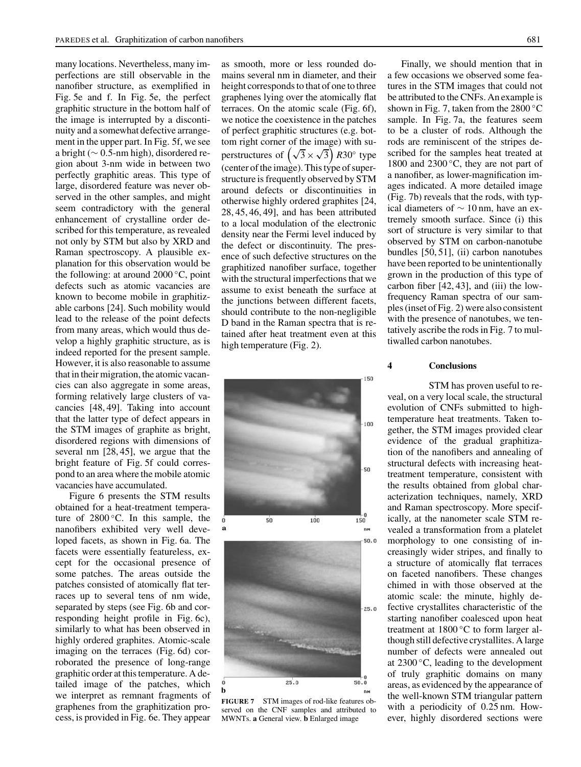many locations. Nevertheless, many imperfections are still observable in the nanofiber structure, as exemplified in Fig. 5e and f. In Fig. 5e, the perfect graphitic structure in the bottom half of the image is interrupted by a discontinuity and a somewhat defective arrangement in the upper part. In Fig. 5f, we see a bright (∼ 0.5-nm high), disordered region about 3-nm wide in between two perfectly graphitic areas. This type of large, disordered feature was never observed in the other samples, and might seem contradictory with the general enhancement of crystalline order described for this temperature, as revealed not only by STM but also by XRD and Raman spectroscopy. A plausible explanation for this observation would be the following: at around 2000 °C, point defects such as atomic vacancies are known to become mobile in graphitizable carbons [24]. Such mobility would lead to the release of the point defects from many areas, which would thus develop a highly graphitic structure, as is indeed reported for the present sample. However, it is also reasonable to assume that in their migration, the atomic vacancies can also aggregate in some areas, forming relatively large clusters of vacancies [48, 49]. Taking into account that the latter type of defect appears in the STM images of graphite as bright, disordered regions with dimensions of several nm [28, 45], we argue that the bright feature of Fig. 5f could correspond to an area where the mobile atomic vacancies have accumulated.

Figure 6 presents the STM results obtained for a heat-treatment temperature of 2800 °C. In this sample, the nanofibers exhibited very well developed facets, as shown in Fig. 6a. The facets were essentially featureless, except for the occasional presence of some patches. The areas outside the patches consisted of atomically flat terraces up to several tens of nm wide, separated by steps (see Fig. 6b and corresponding height profile in Fig. 6c), similarly to what has been observed in highly ordered graphites. Atomic-scale imaging on the terraces (Fig. 6d) corroborated the presence of long-range graphitic order at this temperature. A detailed image of the patches, which we interpret as remnant fragments of graphenes from the graphitization process, is provided in Fig. 6e. They appear as smooth, more or less rounded domains several nm in diameter, and their height corresponds to that of one to three graphenes lying over the atomically flat terraces. On the atomic scale (Fig. 6f), we notice the coexistence in the patches of perfect graphitic structures (e.g. bottom right corner of the image) with superstructures of $\left(\sqrt{3} \times \sqrt{3}\right) R30°$ type (center of the image). This type of superstructure is frequently observed by STM around defects or discontinuities in otherwise highly ordered graphites [24, 28, 45, 46, 49], and has been attributed to a local modulation of the electronic density near the Fermi level induced by the defect or discontinuity. The presence of such defective structures on the graphitized nanofiber surface, together with the structural imperfections that we assume to exist beneath the surface at the junctions between different facets, should contribute to the non-negligible D band in the Raman spectra that is retained after heat treatment even at this high temperature (Fig. 2).

Finally, we should mention that in a few occasions we observed some features in the STM images that could not be attributed to the CNFs. An example is shown in Fig. 7, taken from the 2800 °C sample. In Fig. 7a, the features seem to be a cluster of rods. Although the rods are reminiscent of the stripes described for the samples heat treated at 1800 and 2300 °C, they are not part of a nanofiber, as lower-magnification images indicated. A more detailed image (Fig. 7b) reveals that the rods, with typical diameters of ∼ 10 nm, have an extremely smooth surface. Since (i) this sort of structure is very similar to that observed by STM on carbon-nanotube bundles [50, 51], (ii) carbon nanotubes have been reported to be unintentionally grown in the production of this type of carbon fiber [42, 43], and (iii) the low-frequency Raman spectra of our samples (inset of Fig. 2) were also consistent with the presence of nanotubes, we tentatively ascribe the rods in Fig. 7 to multiwalled carbon nanotubes.

**FIGURE 7** STM images of rod-like features observed on the CNF samples and attributed to MWNTs. **a** General view. **b** Enlarged image

## 4 Conclusions

STM has proven useful to reveal, on a very local scale, the structural evolution of CNFs submitted to high-temperature heat treatments. Taken together, the STM images provided clear evidence of the gradual graphitization of the nanofibers and annealing of structural defects with increasing heat-treatment temperature, consistent with the results obtained from global characterization techniques, namely, XRD and Raman spectroscopy. More specifically, at the nanometer scale STM revealed a transformation from a platelet morphology to one consisting of increasingly wider stripes, and finally to a structure of atomically flat terraces on faceted nanofibers. These changes chimed in with those observed at the atomic scale: the minute, highly defective crystallites characteristic of the starting nanofiber coalesced upon heat treatment at 1800 °C to form larger although still defective crystallites. A large number of defects were annealed out at 2300 °C, leading to the development of truly graphitic domains on many areas, as evidenced by the appearance of the well-known STM triangular pattern with a periodicity of 0.25 nm. However, highly disordered sections were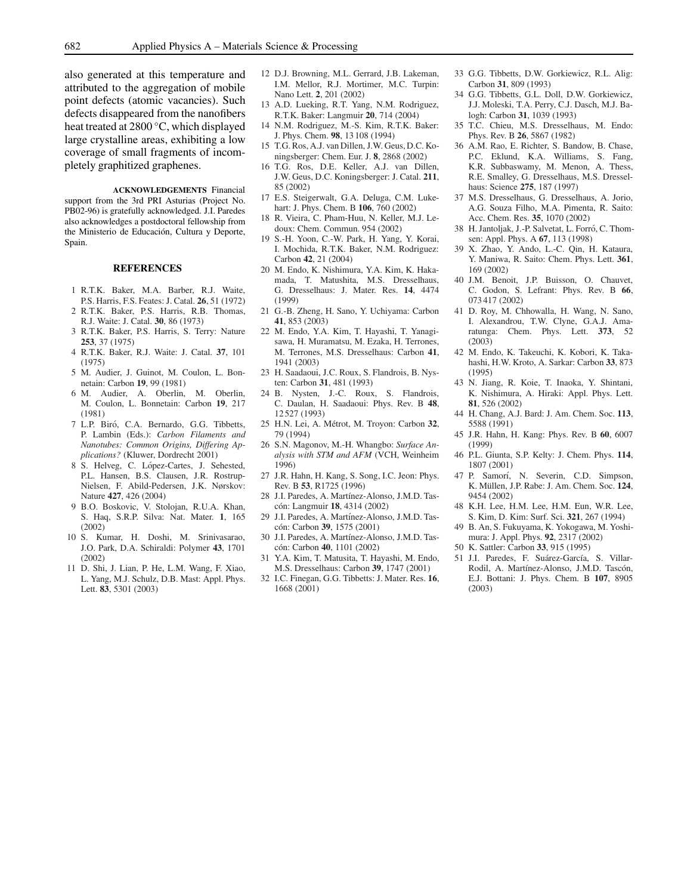also generated at this temperature and attributed to the aggregation of mobile point defects (atomic vacancies). Such defects disappeared from the nanofibers heat treated at 2800 °C, which displayed large crystalline areas, exhibiting a low coverage of small fragments of incompletely graphitized graphenes.

**ACKNOWLEDGEMENTS** Financial support from the 3rd PRI Asturias (Project No. PB02-96) is gratefully acknowledged. J.I. Paredes also acknowledges a postdoctoral fellowship from the Ministerio de Educación, Cultura y Deporte, Spain.

## REFERENCES

1. R.T.K. Baker, M.A. Barber, R.J. Waite, P.S. Harris, F.S. Feates: J. Catal. **26**, 51 (1972)
2. R.T.K. Baker, P.S. Harris, R.B. Thomas, R.J. Waite: J. Catal. **30**, 86 (1973)
3. R.T.K. Baker, P.S. Harris, S. Terry: Nature **253**, 37 (1975)
4. R.T.K. Baker, R.J. Waite: J. Catal. **37**, 101 (1975)
5. M. Audier, J. Guinot, M. Coulon, L. Bonnetain: Carbon **19**, 99 (1981)
6. M. Audier, A. Oberlin, M. Oberlin, M. Coulon, L. Bonnetain: Carbon **19**, 217 (1981)
7. L.P. Biró, C.A. Bernardo, G.G. Tibbetts, P. Lambin (Eds.): *Carbon Filaments and Nanotubes: Common Origins, Differing Applications?* (Kluwer, Dordrecht 2001)
8. S. Helveg, C. López-Cartes, J. Sehested, P.L. Hansen, B.S. Clausen, J.R. Rostrup-Nielsen, F. Abild-Pedersen, J.K. Nørskov: Nature **427**, 426 (2004)
9. B.O. Boskovic, V. Stolojan, R.U.A. Khan, S. Haq, S.R.P. Silva: Nat. Mater. **1**, 165 (2002)
10. S. Kumar, H. Doshi, M. Srinivasarao, J.O. Park, D.A. Schiraldi: Polymer **43**, 1701 (2002)
11. D. Shi, J. Lian, P. He, L.M. Wang, F. Xiao, L. Yang, M.J. Schulz, D.B. Mast: Appl. Phys. Lett. **83**, 5301 (2003)
12. D.J. Browning, M.L. Gerrard, J.B. Lakeman, I.M. Mellor, R.J. Mortimer, M.C. Turpin: Nano Lett. **2**, 201 (2002)
13. A.D. Lueking, R.T. Yang, N.M. Rodriguez, R.T.K. Baker: Langmuir **20**, 714 (2004)
14. N.M. Rodriguez, M.-S. Kim, R.T.K. Baker: J. Phys. Chem. **98**, 13 108 (1994)
15. T.G. Ros, A.J. van Dillen, J.W. Geus, D.C. Koningsberger: Chem. Eur. J. **8**, 2868 (2002)
16. T.G. Ros, D.E. Keller, A.J. van Dillen, J.W. Geus, D.C. Koningsberger: J. Catal. **211**, 85 (2002)
17. E.S. Steigerwalt, G.A. Deluga, C.M. Lukehart: J. Phys. Chem. B **106**, 760 (2002)
18. R. Vieira, C. Pham-Huu, N. Keller, M.J. Ledoux: Chem. Commun. 954 (2002)
19. S.-H. Yoon, C.-W. Park, H. Yang, Y. Korai, I. Mochida, R.T.K. Baker, N.M. Rodriguez: Carbon **42**, 21 (2004)
20. M. Endo, K. Nishimura, Y.A. Kim, K. Hakamada, T. Matushita, M.S. Dresselhaus, G. Dresselhaus: J. Mater. Res. **14**, 4474 (1999)
21. G.-B. Zheng, H. Sano, Y. Uchiyama: Carbon **41**, 853 (2003)
22. M. Endo, Y.A. Kim, T. Hayashi, T. Yanagisawa, H. Muramatsu, M. Ezaka, H. Terrones, M. Terrones, M.S. Dresselhaus: Carbon **41**, 1941 (2003)
23. H. Saadaoui, J.C. Roux, S. Flandrois, B. Nysten: Carbon **31**, 481 (1993)
24. B. Nysten, J.-C. Roux, S. Flandrois, C. Daulan, H. Saadaoui: Phys. Rev. B **48**, 12 527 (1993)
25. H.N. Lei, A. Métrot, M. Troyon: Carbon **32**, 79 (1994)
26. S.N. Magonov, M.-H. Whangbo: *Surface Analysis with STM and AFM* (VCH, Weinheim 1996)
27. J.R. Hahn, H. Kang, S. Song, I.C. Jeon: Phys. Rev. B **53**, R1725 (1996)
28. J.I. Paredes, A. Martínez-Alonso, J.M.D. Tascón: Langmuir **18**, 4314 (2002)
29. J.I. Paredes, A. Martínez-Alonso, J.M.D. Tascón: Carbon **39**, 1575 (2001)
30. J.I. Paredes, A. Martínez-Alonso, J.M.D. Tascón: Carbon **40**, 1101 (2002)
31. Y.A. Kim, T. Matusita, T. Hayashi, M. Endo, M.S. Dresselhaus: Carbon **39**, 1747 (2001)
32. I.C. Finegan, G.G. Tibbetts: J. Mater. Res. **16**, 1668 (2001)
33. G.G. Tibbetts, D.W. Gorkiewicz, R.L. Alig: Carbon **31**, 809 (1993)
34. G.G. Tibbetts, G.L. Doll, D.W. Gorkiewicz, J.J. Moleski, T.A. Perry, C.J. Dasch, M.J. Balogh: Carbon **31**, 1039 (1993)
35. T.C. Chieu, M.S. Dresselhaus, M. Endo: Phys. Rev. B **26**, 5867 (1982)
36. A.M. Rao, E. Richter, S. Bandow, B. Chase, P.C. Eklund, K.A. Williams, S. Fang, K.R. Subbaswamy, M. Menon, A. Thess, R.E. Smalley, G. Dresselhaus, M.S. Dresselhaus: Science **275**, 187 (1997)
37. M.S. Dresselhaus, G. Dresselhaus, A. Jorio, A.G. Souza Filho, M.A. Pimenta, R. Saito: Acc. Chem. Res. **35**, 1070 (2002)
38. H. Jantoljak, J.-P. Salvetat, L. Forró, C. Thomsen: Appl. Phys. A **67**, 113 (1998)
39. X. Zhao, Y. Ando, L.-C. Qin, H. Kataura, Y. Maniwa, R. Saito: Chem. Phys. Lett. **361**, 169 (2002)
40. J.M. Benoit, J.P. Buisson, O. Chauvet, C. Godon, S. Lefrant: Phys. Rev. B **66**, 073 417 (2002)
41. D. Roy, M. Chhowalla, H. Wang, N. Sano, I. Alexandrou, T.W. Clyne, G.A.J. Amaratunga: Chem. Phys. Lett. **373**, 52 (2003)
42. M. Endo, K. Takeuchi, K. Kobori, K. Takahashi, H.W. Kroto, A. Sarkar: Carbon **33**, 873 (1995)
43. N. Jiang, R. Koie, T. Inaoka, Y. Shintani, K. Nishimura, A. Hiraki: Appl. Phys. Lett. **81**, 526 (2002)
44. H. Chang, A.J. Bard: J. Am. Chem. Soc. **113**, 5588 (1991)
45. J.R. Hahn, H. Kang: Phys. Rev. B **60**, 6007 (1999)
46. P.L. Giunta, S.P. Kelty: J. Chem. Phys. **114**, 1807 (2001)
47. P. Samorí, N. Severin, C.D. Simpson, K. Müllen, J.P. Rabe: J. Am. Chem. Soc. **124**, 9454 (2002)
48. K.H. Lee, H.M. Lee, H.M. Eun, W.R. Lee, S. Kim, D. Kim: Surf. Sci. **321**, 267 (1994)
49. B. An, S. Fukuyama, K. Yokogawa, M. Yoshimura: J. Appl. Phys. **92**, 2317 (2002)
50. K. Sattler: Carbon **33**, 915 (1995)
51. J.I. Paredes, F. Suárez-García, S. Villar-Rodil, A. Martínez-Alonso, J.M.D. Tascón, E.J. Bottani: J. Phys. Chem. B **107**, 8905 (2003)